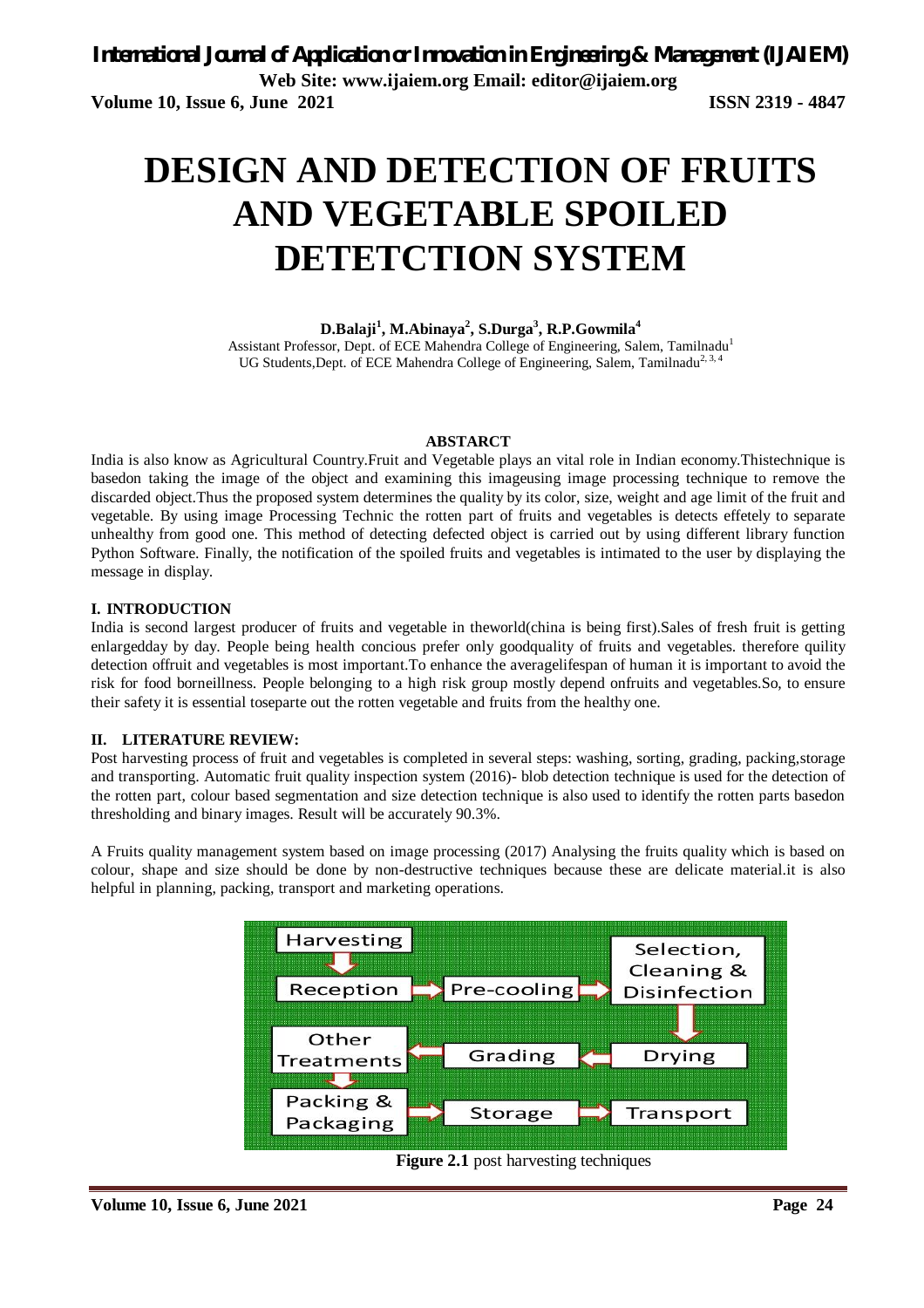# DESIGN AND DETECTION OF FRUITS AND VEGETABLE SPOILED DETETCTION SYSTEM

**D.Balaji[1], M.Abinaya[2], S.Durga[3], R.P.Gowmila[4]**

Assistant Professor, Dept. of ECE Mahendra College of Engineering, Salem, Tamilnadu[1]
UG Students,Dept. of ECE Mahendra College of Engineering, Salem, Tamilnadu[2, 3, 4]

## ABSTARCT

India is also know as Agricultural Country.Fruit and Vegetable plays an vital role in Indian economy.Thistechnique is basedon taking the image of the object and examining this imageusing image processing technique to remove the discarded object.Thus the proposed system determines the quality by its color, size, weight and age limit of the fruit and vegetable. By using image Processing Technic the rotten part of fruits and vegetables is detects effetely to separate unhealthy from good one. This method of detecting defected object is carried out by using different library function Python Software. Finally, the notification of the spoiled fruits and vegetables is intimated to the user by displaying the message in display.

## I. INTRODUCTION

India is second largest producer of fruits and vegetable in theworld(china is being first).Sales of fresh fruit is getting enlargedday by day. People being health concious prefer only goodquality of fruits and vegetables. therefore quility detection offruit and vegetables is most important.To enhance the averagelifespan of human it is important to avoid the risk for food borneillness. People belonging to a high risk group mostly depend onfruits and vegetables.So, to ensure their safety it is essential toseparte out the rotten vegetable and fruits from the healthy one.

## II. LITERATURE REVIEW:

Post harvesting process of fruit and vegetables is completed in several steps: washing, sorting, grading, packing,storage and transporting. Automatic fruit quality inspection system (2016)- blob detection technique is used for the detection of the rotten part, colour based segmentation and size detection technique is also used to identify the rotten parts basedon thresholding and binary images. Result will be accurately 90.3%.

A Fruits quality management system based on image processing (2017) Analysing the fruits quality which is based on colour, shape and size should be done by non-destructive techniques because these are delicate material.it is also helpful in planning, packing, transport and marketing operations.

Harvesting → Reception → Pre-cooling → Selection, Cleaning & Disinfection → Drying → Grading → Other Treatments → Packing & Packaging → Storage → Transport

**Figure 2.1** post harvesting techniques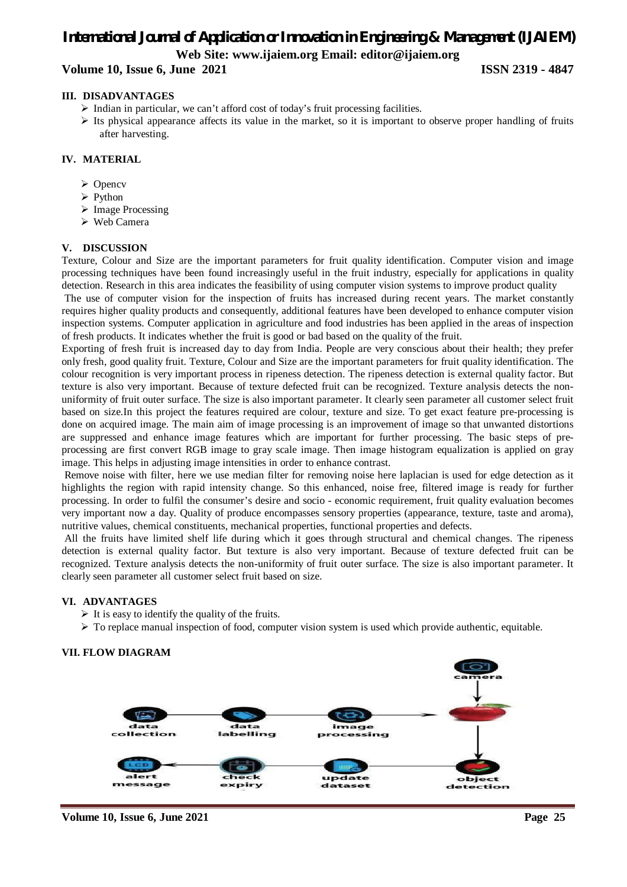## III. DISADVANTAGES

- Indian in particular, we can't afford cost of today's fruit processing facilities.
- Its physical appearance affects its value in the market, so it is important to observe proper handling of fruits after harvesting.

## IV. MATERIAL

- Opencv
- Python
- Image Processing
- Web Camera

## V. DISCUSSION

Texture, Colour and Size are the important parameters for fruit quality identification. Computer vision and image processing techniques have been found increasingly useful in the fruit industry, especially for applications in quality detection. Research in this area indicates the feasibility of using computer vision systems to improve product quality

The use of computer vision for the inspection of fruits has increased during recent years. The market constantly requires higher quality products and consequently, additional features have been developed to enhance computer vision inspection systems. Computer application in agriculture and food industries has been applied in the areas of inspection of fresh products. It indicates whether the fruit is good or bad based on the quality of the fruit.

Exporting of fresh fruit is increased day to day from India. People are very conscious about their health; they prefer only fresh, good quality fruit. Texture, Colour and Size are the important parameters for fruit quality identification. The colour recognition is very important process in ripeness detection. The ripeness detection is external quality factor. But texture is also very important. Because of texture defected fruit can be recognized. Texture analysis detects the non-uniformity of fruit outer surface. The size is also important parameter. It clearly seen parameter all customer select fruit based on size.In this project the features required are colour, texture and size. To get exact feature pre-processing is done on acquired image. The main aim of image processing is an improvement of image so that unwanted distortions are suppressed and enhance image features which are important for further processing. The basic steps of pre-processing are first convert RGB image to gray scale image. Then image histogram equalization is applied on gray image. This helps in adjusting image intensities in order to enhance contrast.

Remove noise with filter, here we use median filter for removing noise here laplacian is used for edge detection as it highlights the region with rapid intensity change. So this enhanced, noise free, filtered image is ready for further processing. In order to fulfil the consumer's desire and socio - economic requirement, fruit quality evaluation becomes very important now a day. Quality of produce encompasses sensory properties (appearance, texture, taste and aroma), nutritive values, chemical constituents, mechanical properties, functional properties and defects.

All the fruits have limited shelf life during which it goes through structural and chemical changes. The ripeness detection is external quality factor. But texture is also very important. Because of texture defected fruit can be recognized. Texture analysis detects the non-uniformity of fruit outer surface. The size is also important parameter. It clearly seen parameter all customer select fruit based on size.

## VI. ADVANTAGES

- It is easy to identify the quality of the fruits.
- To replace manual inspection of food, computer vision system is used which provide authentic, equitable.

## VII. FLOW DIAGRAM

camera

data collection → data labelling → image processing →

object detection

update dataset

check expiry

alert message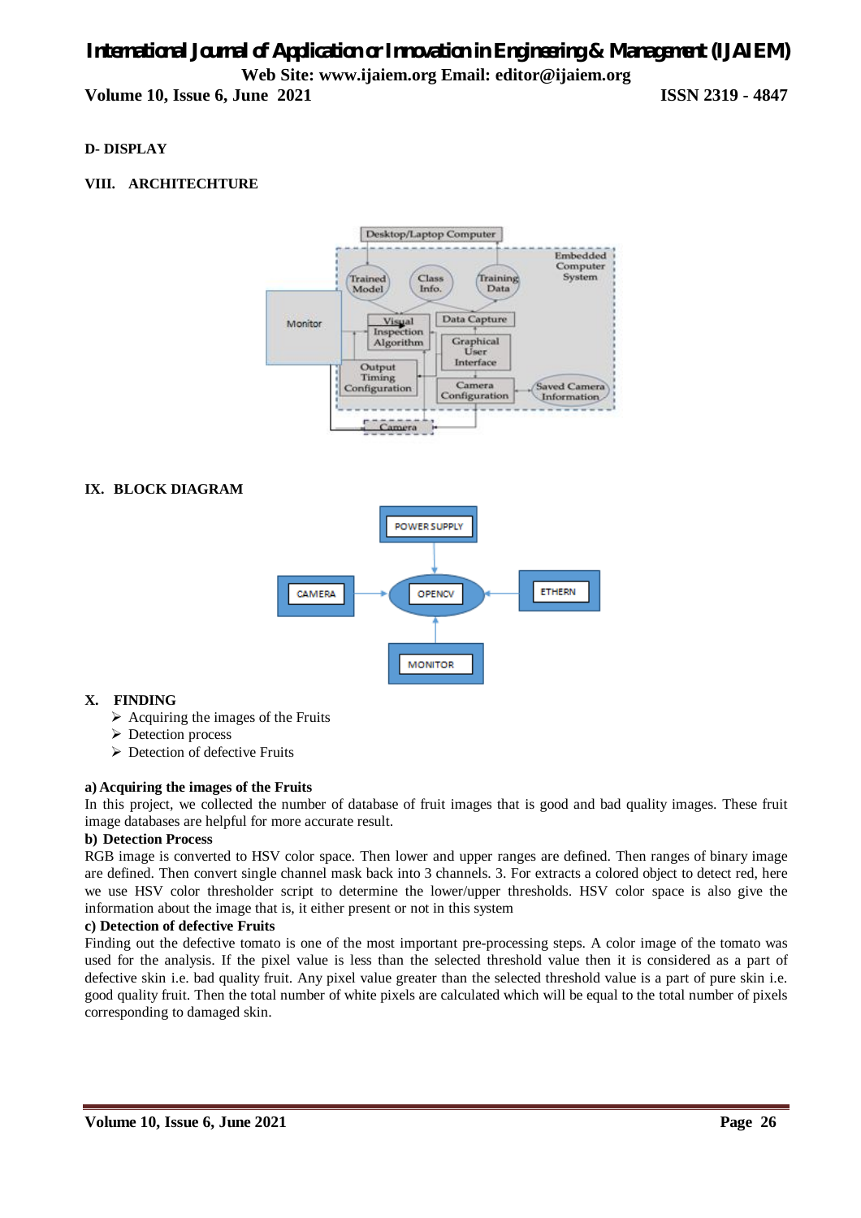**D- DISPLAY**

## VIII. ARCHITECHTURE

## IX. BLOCK DIAGRAM

## X. FINDING

- Acquiring the images of the Fruits
- Detection process
- Detection of defective Fruits

**a) Acquiring the images of the Fruits**

In this project, we collected the number of database of fruit images that is good and bad quality images. These fruit image databases are helpful for more accurate result.

**b) Detection Process**

RGB image is converted to HSV color space. Then lower and upper ranges are defined. Then ranges of binary image are defined. Then convert single channel mask back into 3 channels. 3. For extracts a colored object to detect red, here we use HSV color thresholder script to determine the lower/upper thresholds. HSV color space is also give the information about the image that is, it either present or not in this system

**c) Detection of defective Fruits**

Finding out the defective tomato is one of the most important pre-processing steps. A color image of the tomato was used for the analysis. If the pixel value is less than the selected threshold value then it is considered as a part of defective skin i.e. bad quality fruit. Any pixel value greater than the selected threshold value is a part of pure skin i.e. good quality fruit. Then the total number of white pixels are calculated which will be equal to the total number of pixels corresponding to damaged skin.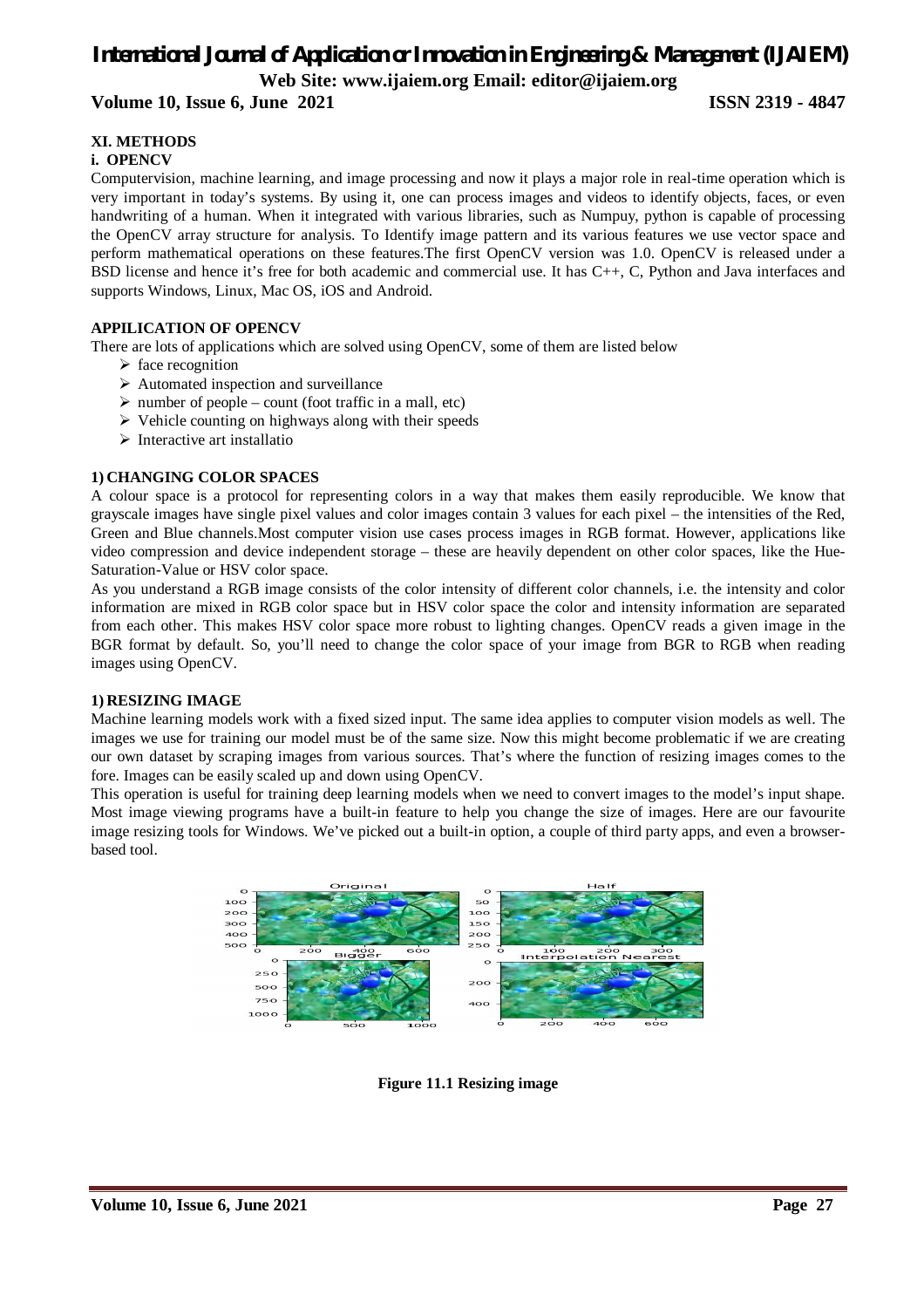## XI. METHODS

### i. OPENCV

Computervision, machine learning, and image processing and now it plays a major role in real-time operation which is very important in today's systems. By using it, one can process images and videos to identify objects, faces, or even handwriting of a human. When it integrated with various libraries, such as Numpuy, python is capable of processing the OpenCV array structure for analysis. To Identify image pattern and its various features we use vector space and perform mathematical operations on these features.The first OpenCV version was 1.0. OpenCV is released under a BSD license and hence it's free for both academic and commercial use. It has C++, C, Python and Java interfaces and supports Windows, Linux, Mac OS, iOS and Android.

**APPILICATION OF OPENCV**

There are lots of applications which are solved using OpenCV, some of them are listed below

- face recognition
- Automated inspection and surveillance
- number of people – count (foot traffic in a mall, etc)
- Vehicle counting on highways along with their speeds
- Interactive art installatio

**1) CHANGING COLOR SPACES**

A colour space is a protocol for representing colors in a way that makes them easily reproducible. We know that grayscale images have single pixel values and color images contain 3 values for each pixel – the intensities of the Red, Green and Blue channels.Most computer vision use cases process images in RGB format. However, applications like video compression and device independent storage – these are heavily dependent on other color spaces, like the Hue-Saturation-Value or HSV color space.

As you understand a RGB image consists of the color intensity of different color channels, i.e. the intensity and color information are mixed in RGB color space but in HSV color space the color and intensity information are separated from each other. This makes HSV color space more robust to lighting changes. OpenCV reads a given image in the BGR format by default. So, you'll need to change the color space of your image from BGR to RGB when reading images using OpenCV.

**1) RESIZING IMAGE**

Machine learning models work with a fixed sized input. The same idea applies to computer vision models as well. The images we use for training our model must be of the same size. Now this might become problematic if we are creating our own dataset by scraping images from various sources. That's where the function of resizing images comes to the fore. Images can be easily scaled up and down using OpenCV.

This operation is useful for training deep learning models when we need to convert images to the model's input shape. Most image viewing programs have a built-in feature to help you change the size of images. Here are our favourite image resizing tools for Windows. We've picked out a built-in option, a couple of third party apps, and even a browser-based tool.

**Figure 11.1 Resizing image**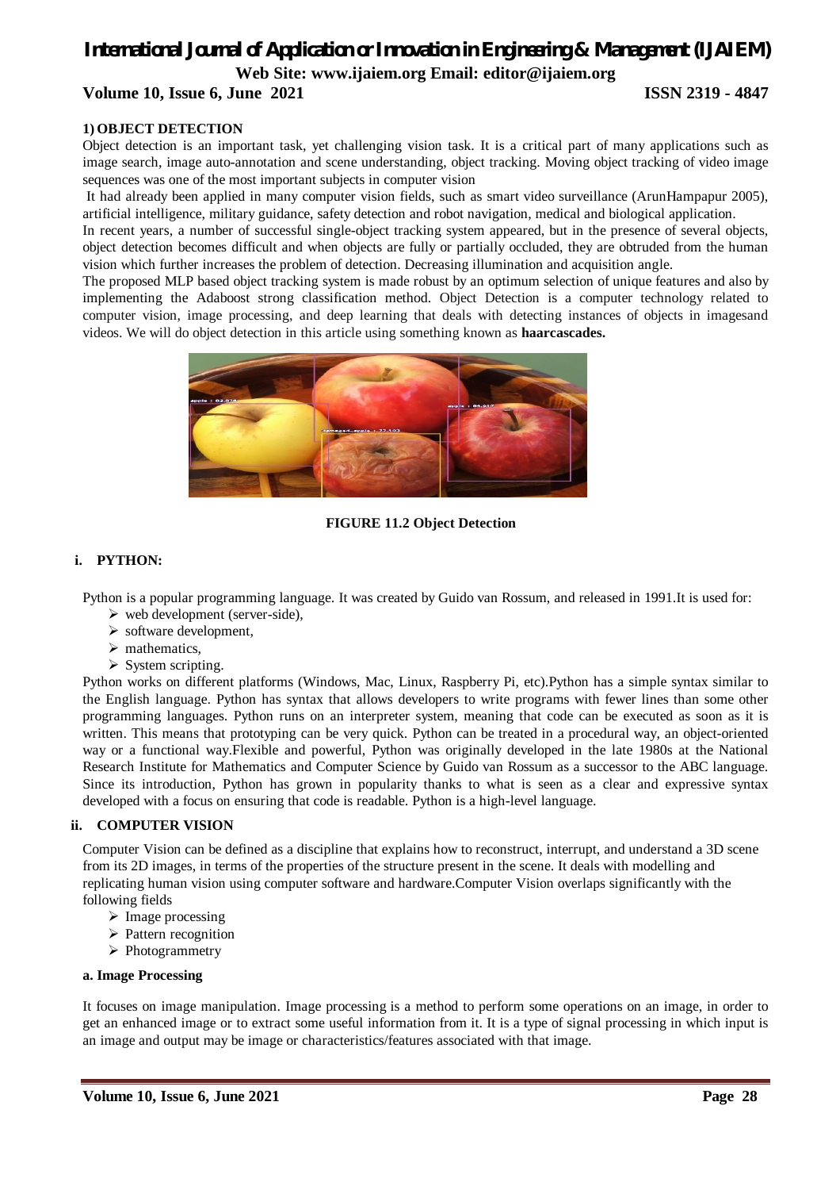### 1) OBJECT DETECTION

Object detection is an important task, yet challenging vision task. It is a critical part of many applications such as image search, image auto-annotation and scene understanding, object tracking. Moving object tracking of video image sequences was one of the most important subjects in computer vision

It had already been applied in many computer vision fields, such as smart video surveillance (ArunHampapur 2005), artificial intelligence, military guidance, safety detection and robot navigation, medical and biological application.

In recent years, a number of successful single-object tracking system appeared, but in the presence of several objects, object detection becomes difficult and when objects are fully or partially occluded, they are obtruded from the human vision which further increases the problem of detection. Decreasing illumination and acquisition angle.

The proposed MLP based object tracking system is made robust by an optimum selection of unique features and also by implementing the Adaboost strong classification method. Object Detection is a computer technology related to computer vision, image processing, and deep learning that deals with detecting instances of objects in imagesand videos. We will do object detection in this article using something known as **haarcascades.**

**FIGURE 11.2 Object Detection**

#### i. PYTHON:

Python is a popular programming language. It was created by Guido van Rossum, and released in 1991.It is used for:

- web development (server-side),
- software development,
- mathematics,
- System scripting.

Python works on different platforms (Windows, Mac, Linux, Raspberry Pi, etc).Python has a simple syntax similar to the English language. Python has syntax that allows developers to write programs with fewer lines than some other programming languages. Python runs on an interpreter system, meaning that code can be executed as soon as it is written. This means that prototyping can be very quick. Python can be treated in a procedural way, an object-oriented way or a functional way.Flexible and powerful, Python was originally developed in the late 1980s at the National Research Institute for Mathematics and Computer Science by Guido van Rossum as a successor to the ABC language. Since its introduction, Python has grown in popularity thanks to what is seen as a clear and expressive syntax developed with a focus on ensuring that code is readable. Python is a high-level language.

#### ii. COMPUTER VISION

Computer Vision can be defined as a discipline that explains how to reconstruct, interrupt, and understand a 3D scene from its 2D images, in terms of the properties of the structure present in the scene. It deals with modelling and replicating human vision using computer software and hardware.Computer Vision overlaps significantly with the following fields

- Image processing
- Pattern recognition
- Photogrammetry

##### a. Image Processing

It focuses on image manipulation. Image processing is a method to perform some operations on an image, in order to get an enhanced image or to extract some useful information from it. It is a type of signal processing in which input is an image and output may be image or characteristics/features associated with that image.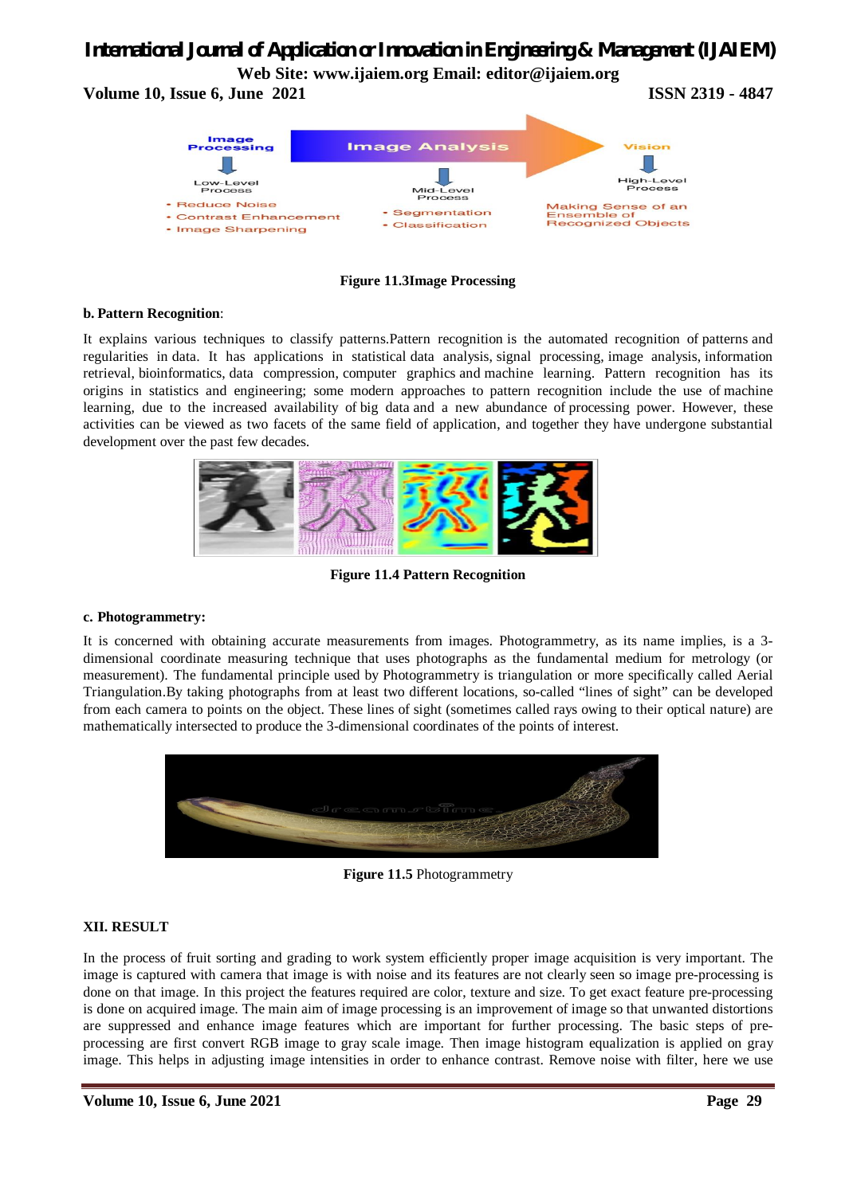Figure 11.3Image Processing

**b. Pattern Recognition**:

It explains various techniques to classify patterns.Pattern recognition is the automated recognition of patterns and regularities in data. It has applications in statistical data analysis, signal processing, image analysis, information retrieval, bioinformatics, data compression, computer graphics and machine learning. Pattern recognition has its origins in statistics and engineering; some modern approaches to pattern recognition include the use of machine learning, due to the increased availability of big data and a new abundance of processing power. However, these activities can be viewed as two facets of the same field of application, and together they have undergone substantial development over the past few decades.

**Figure 11.4 Pattern Recognition**

**c. Photogrammetry:**

It is concerned with obtaining accurate measurements from images. Photogrammetry, as its name implies, is a 3-dimensional coordinate measuring technique that uses photographs as the fundamental medium for metrology (or measurement). The fundamental principle used by Photogrammetry is triangulation or more specifically called Aerial Triangulation.By taking photographs from at least two different locations, so-called "lines of sight" can be developed from each camera to points on the object. These lines of sight (sometimes called rays owing to their optical nature) are mathematically intersected to produce the 3-dimensional coordinates of the points of interest.

**Figure 11.5** Photogrammetry

## XII. RESULT

In the process of fruit sorting and grading to work system efficiently proper image acquisition is very important. The image is captured with camera that image is with noise and its features are not clearly seen so image pre-processing is done on that image. In this project the features required are color, texture and size. To get exact feature pre-processing is done on acquired image. The main aim of image processing is an improvement of image so that unwanted distortions are suppressed and enhance image features which are important for further processing. The basic steps of pre-processing are first convert RGB image to gray scale image. Then image histogram equalization is applied on gray image. This helps in adjusting image intensities in order to enhance contrast. Remove noise with filter, here we use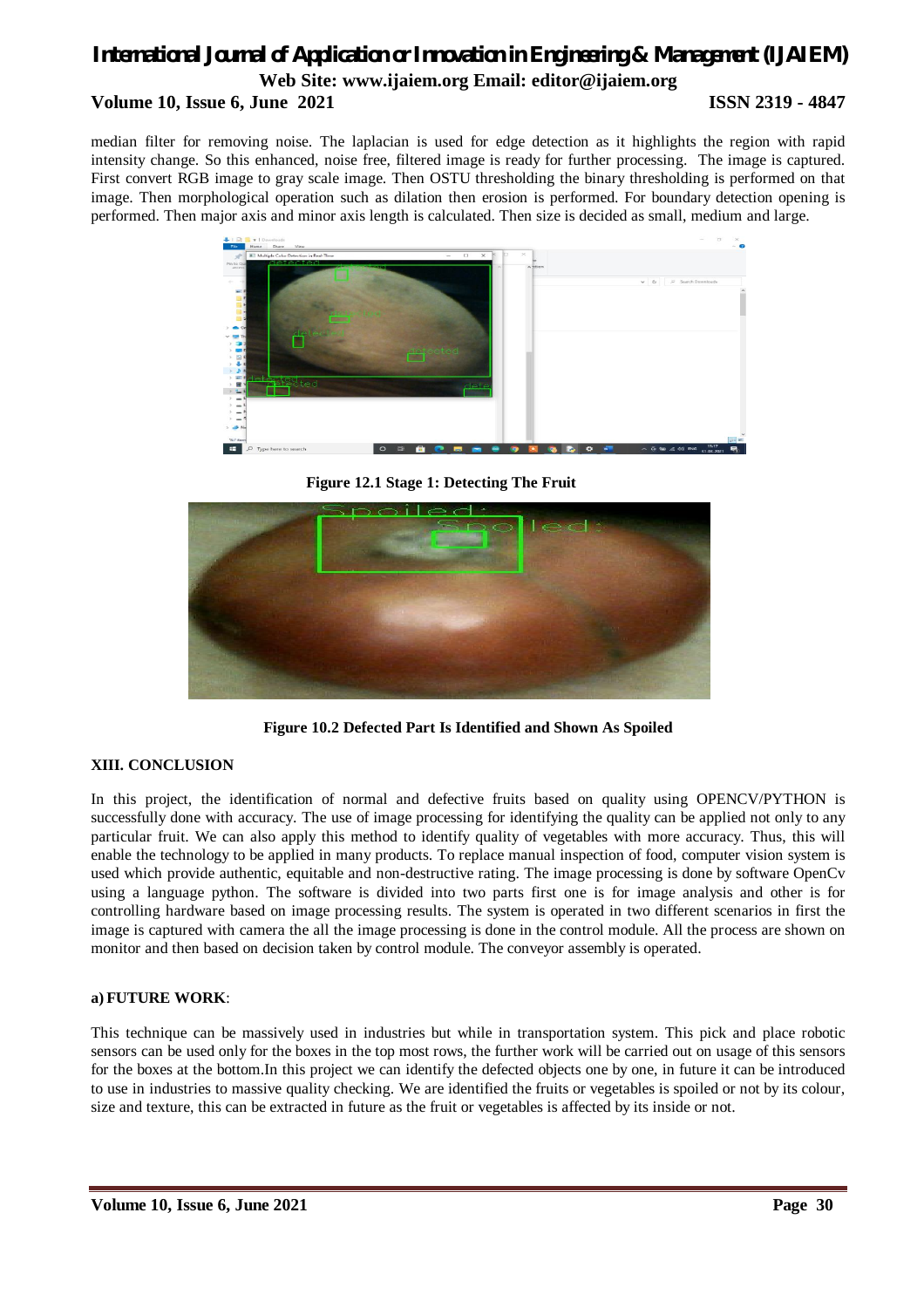median filter for removing noise. The laplacian is used for edge detection as it highlights the region with rapid intensity change. So this enhanced, noise free, filtered image is ready for further processing. The image is captured. First convert RGB image to gray scale image. Then OSTU thresholding the binary thresholding is performed on that image. Then morphological operation such as dilation then erosion is performed. For boundary detection opening is performed. Then major axis and minor axis length is calculated. Then size is decided as small, medium and large.

**Figure 12.1 Stage 1: Detecting The Fruit**

**Figure 10.2 Defected Part Is Identified and Shown As Spoiled**

## XIII. CONCLUSION

In this project, the identification of normal and defective fruits based on quality using OPENCV/PYTHON is successfully done with accuracy. The use of image processing for identifying the quality can be applied not only to any particular fruit. We can also apply this method to identify quality of vegetables with more accuracy. Thus, this will enable the technology to be applied in many products. To replace manual inspection of food, computer vision system is used which provide authentic, equitable and non-destructive rating. The image processing is done by software OpenCv using a language python. The software is divided into two parts first one is for image analysis and other is for controlling hardware based on image processing results. The system is operated in two different scenarios in first the image is captured with camera the all the image processing is done in the control module. All the process are shown on monitor and then based on decision taken by control module. The conveyor assembly is operated.

### a) FUTURE WORK:

This technique can be massively used in industries but while in transportation system. This pick and place robotic sensors can be used only for the boxes in the top most rows, the further work will be carried out on usage of this sensors for the boxes at the bottom.In this project we can identify the defected objects one by one, in future it can be introduced to use in industries to massive quality checking. We are identified the fruits or vegetables is spoiled or not by its colour, size and texture, this can be extracted in future as the fruit or vegetables is affected by its inside or not.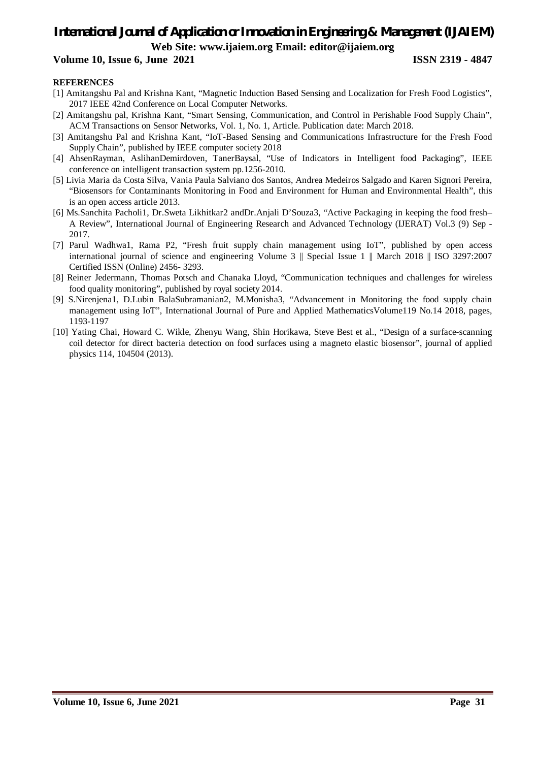**REFERENCES**

[1] Amitangshu Pal and Krishna Kant, "Magnetic Induction Based Sensing and Localization for Fresh Food Logistics", 2017 IEEE 42nd Conference on Local Computer Networks.

[2] Amitangshu pal, Krishna Kant, "Smart Sensing, Communication, and Control in Perishable Food Supply Chain", ACM Transactions on Sensor Networks, Vol. 1, No. 1, Article. Publication date: March 2018.

[3] Amitangshu Pal and Krishna Kant, "IoT-Based Sensing and Communications Infrastructure for the Fresh Food Supply Chain", published by IEEE computer society 2018

[4] AhsenRayman, AslihanDemirdoven, TanerBaysal, "Use of Indicators in Intelligent food Packaging", IEEE conference on intelligent transaction system pp.1256-2010.

[5] Livia Maria da Costa Silva, Vania Paula Salviano dos Santos, Andrea Medeiros Salgado and Karen Signori Pereira, "Biosensors for Contaminants Monitoring in Food and Environment for Human and Environmental Health", this is an open access article 2013.

[6] Ms.Sanchita Pacholi1, Dr.Sweta Likhitkar2 andDr.Anjali D'Souza3, "Active Packaging in keeping the food fresh– A Review", International Journal of Engineering Research and Advanced Technology (IJERAT) Vol.3 (9) Sep - 2017.

[7] Parul Wadhwa1, Rama P2, "Fresh fruit supply chain management using IoT", published by open access international journal of science and engineering Volume 3 || Special Issue 1 || March 2018 || ISO 3297:2007 Certified ISSN (Online) 2456- 3293.

[8] Reiner Jedermann, Thomas Potsch and Chanaka Lloyd, "Communication techniques and challenges for wireless food quality monitoring", published by royal society 2014.

[9] S.Nirenjena1, D.Lubin BalaSubramanian2, M.Monisha3, "Advancement in Monitoring the food supply chain management using IoT", International Journal of Pure and Applied MathematicsVolume119 No.14 2018, pages, 1193-1197

[10] Yating Chai, Howard C. Wikle, Zhenyu Wang, Shin Horikawa, Steve Best et al., "Design of a surface-scanning coil detector for direct bacteria detection on food surfaces using a magneto elastic biosensor", journal of applied physics 114, 104504 (2013).